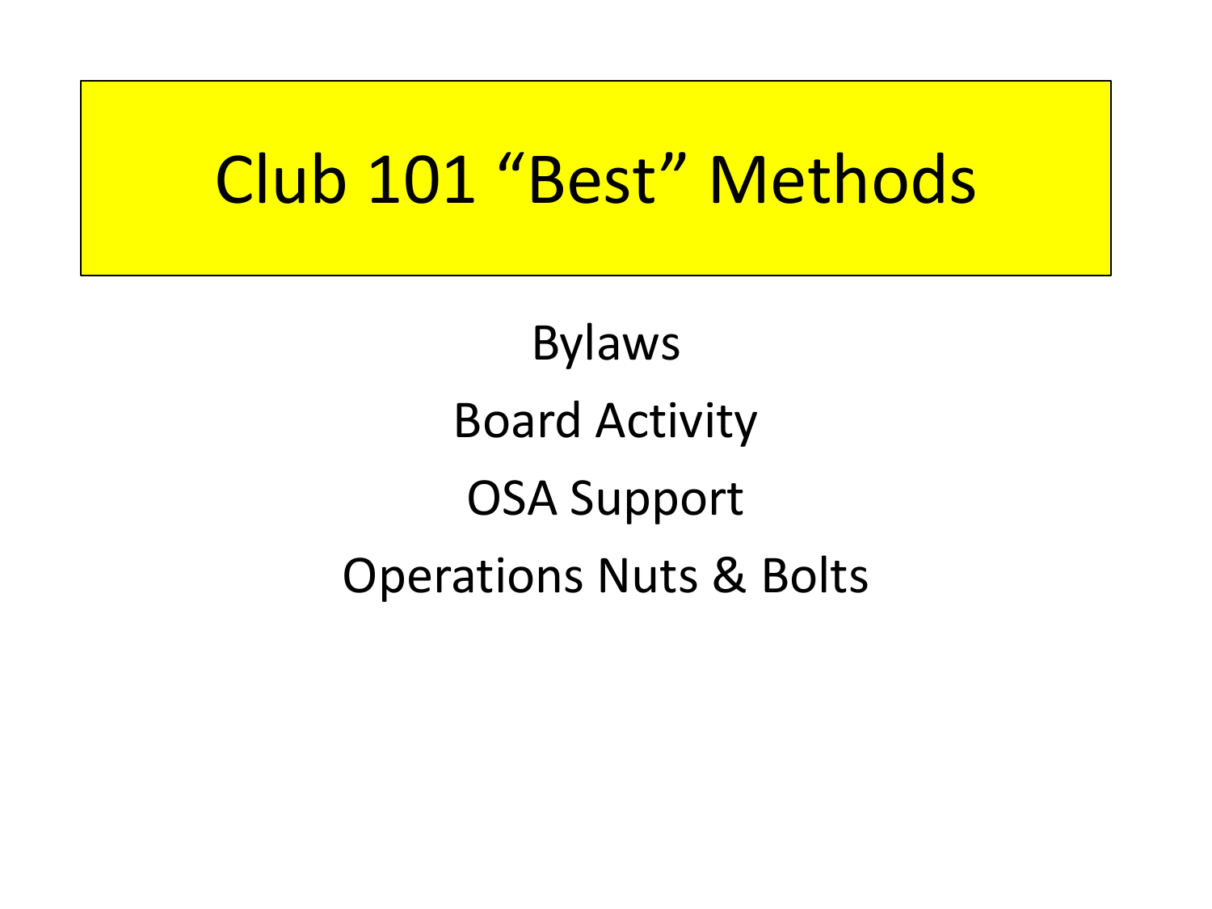# Club 101 “Best” Methods

Bylaws

Board Activity

OSA Support

Operations Nuts & Bolts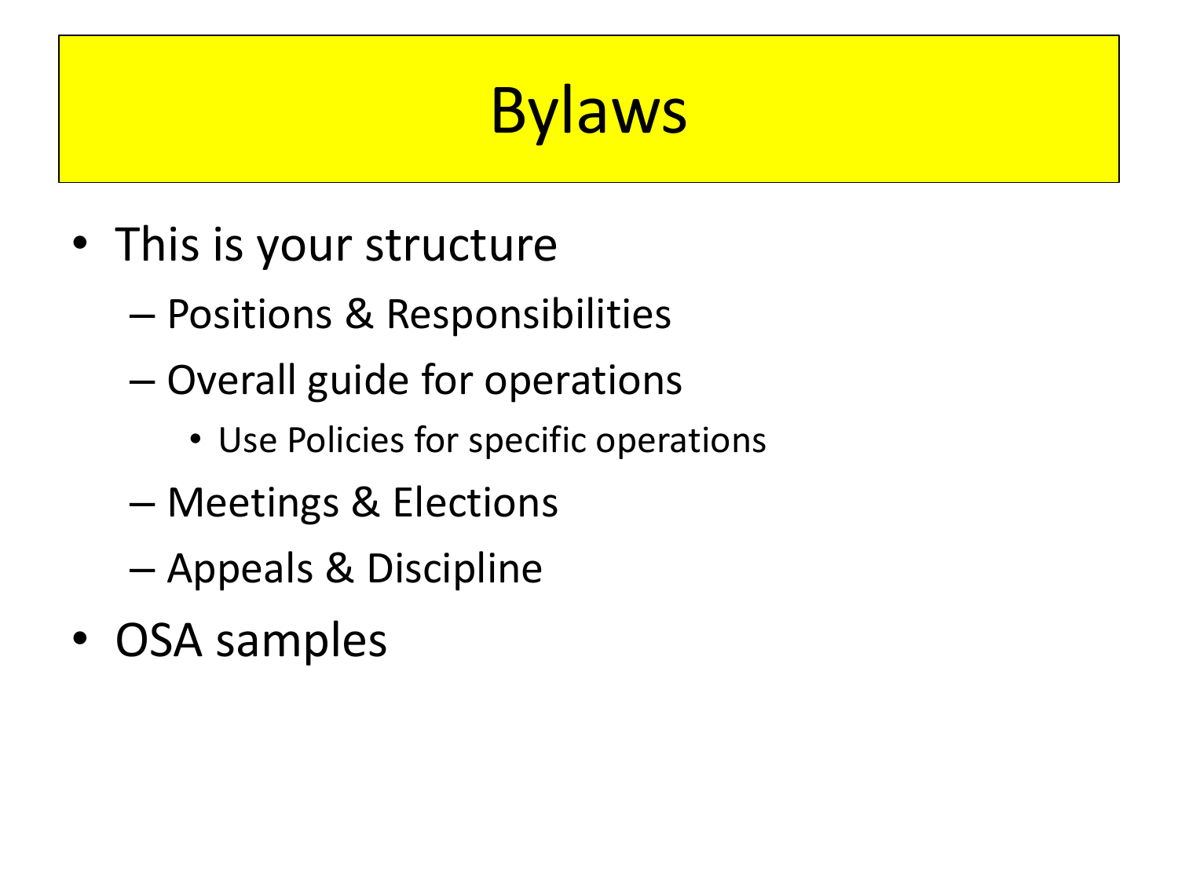# Bylaws

- This is your structure
  - Positions & Responsibilities
  - Overall guide for operations
    - Use Policies for specific operations
  - Meetings & Elections
  - Appeals & Discipline
- OSA samples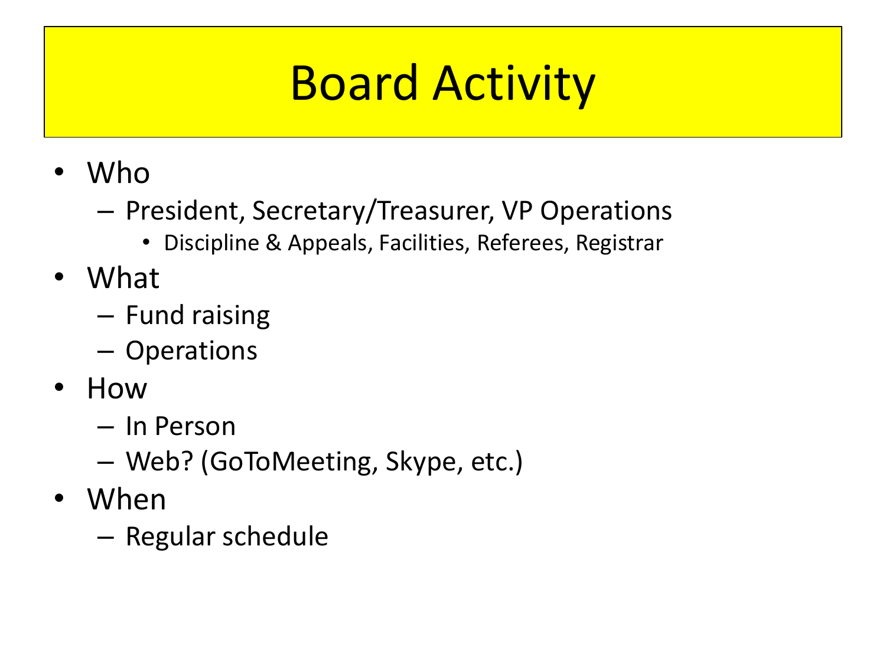# Board Activity

- Who
  - President, Secretary/Treasurer, VP Operations
    - Discipline & Appeals, Facilities, Referees, Registrar
- What
  - Fund raising
  - Operations
- How
  - In Person
  - Web? (GoToMeeting, Skype, etc.)
- When
  - Regular schedule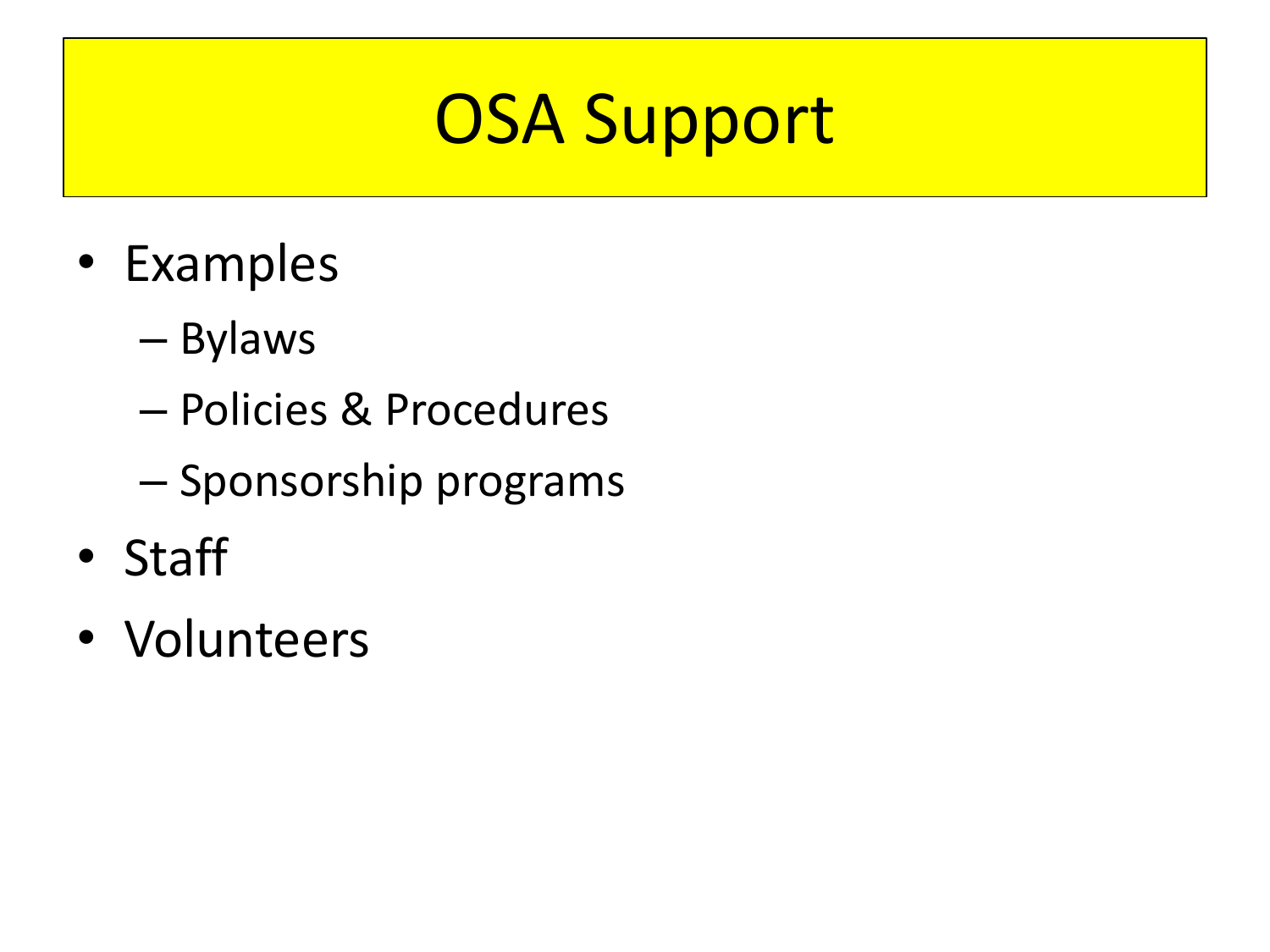# OSA Support

- Examples
  - Bylaws
  - Policies & Procedures
  - Sponsorship programs
- Staff
- Volunteers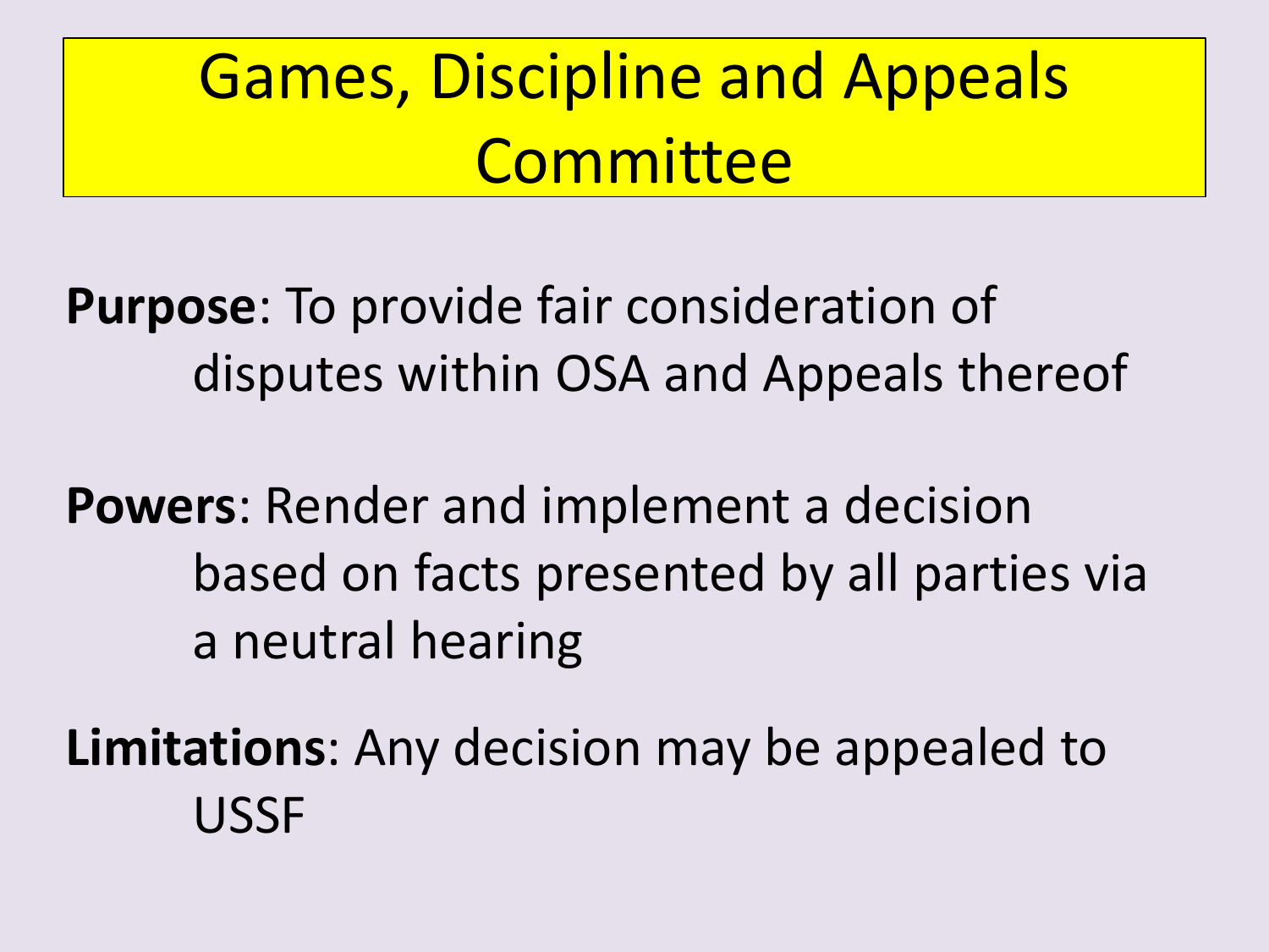# Games, Discipline and Appeals Committee

**Purpose**: To provide fair consideration of disputes within OSA and Appeals thereof

**Powers**: Render and implement a decision based on facts presented by all parties via a neutral hearing

**Limitations**: Any decision may be appealed to USSF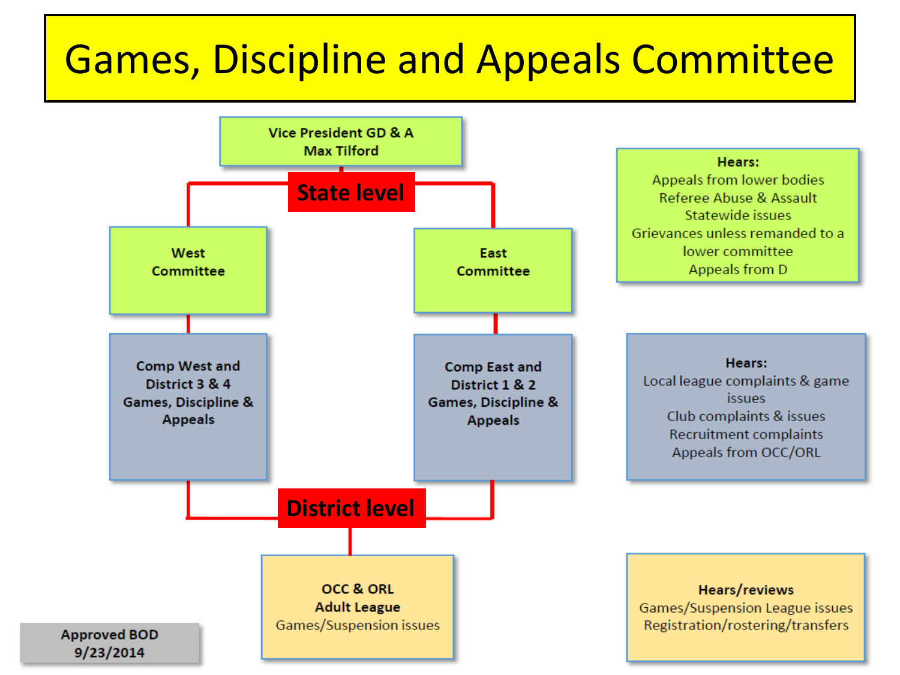# Games, Discipline and Appeals Committee

**Vice President GD & A**
**Max Tilford**

**State level**

**West Committee**

**East Committee**

**Hears:**
Appeals from lower bodies
Referee Abuse & Assault
Statewide issues
Grievances unless remanded to a lower committee
Appeals from D

**Comp West and District 3 & 4 Games, Discipline & Appeals**

**Comp East and District 1 & 2 Games, Discipline & Appeals**

**Hears:**
Local league complaints & game issues
Club complaints & issues
Recruitment complaints
Appeals from OCC/ORL

**District level**

**OCC & ORL**
**Adult League**
Games/Suspension issues

**Hears/reviews**
Games/Suspension League issues
Registration/rostering/transfers

**Approved BOD**
**9/23/2014**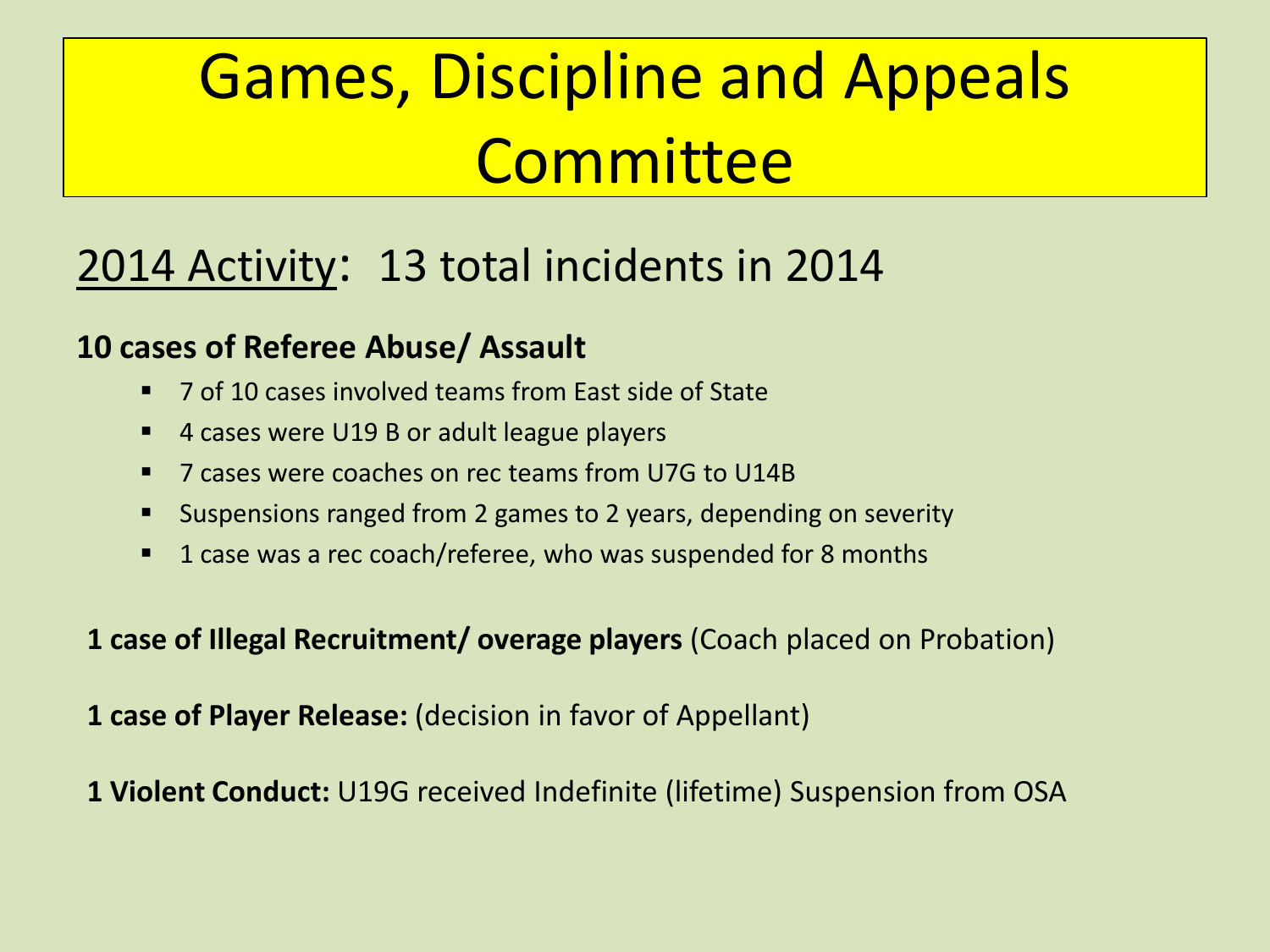# Games, Discipline and Appeals Committee

## 2014 Activity: 13 total incidents in 2014

**10 cases of Referee Abuse/ Assault**

- 7 of 10 cases involved teams from East side of State
- 4 cases were U19 B or adult league players
- 7 cases were coaches on rec teams from U7G to U14B
- Suspensions ranged from 2 games to 2 years, depending on severity
- 1 case was a rec coach/referee, who was suspended for 8 months

**1 case of Illegal Recruitment/ overage players** (Coach placed on Probation)

**1 case of Player Release:** (decision in favor of Appellant)

**1 Violent Conduct:** U19G received Indefinite (lifetime) Suspension from OSA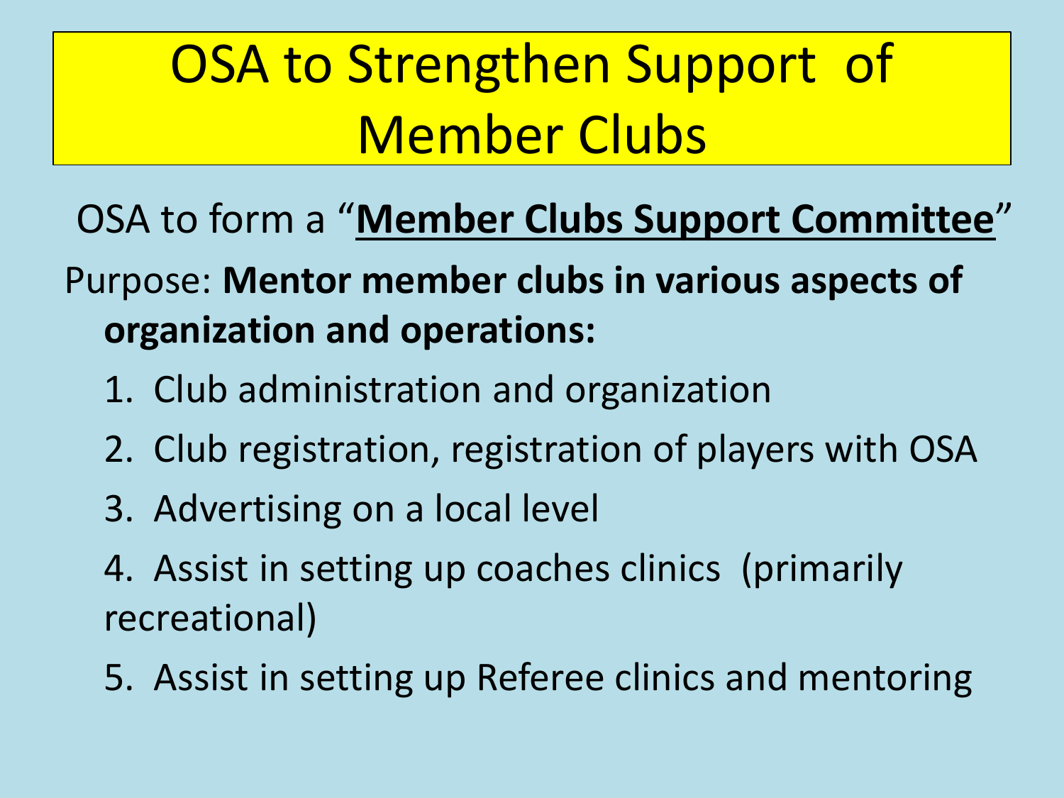# OSA to Strengthen Support of Member Clubs

OSA to form a "**Member Clubs Support Committee**"

Purpose: **Mentor member clubs in various aspects of organization and operations:**

1. Club administration and organization
2. Club registration, registration of players with OSA
3. Advertising on a local level
4. Assist in setting up coaches clinics (primarily recreational)
5. Assist in setting up Referee clinics and mentoring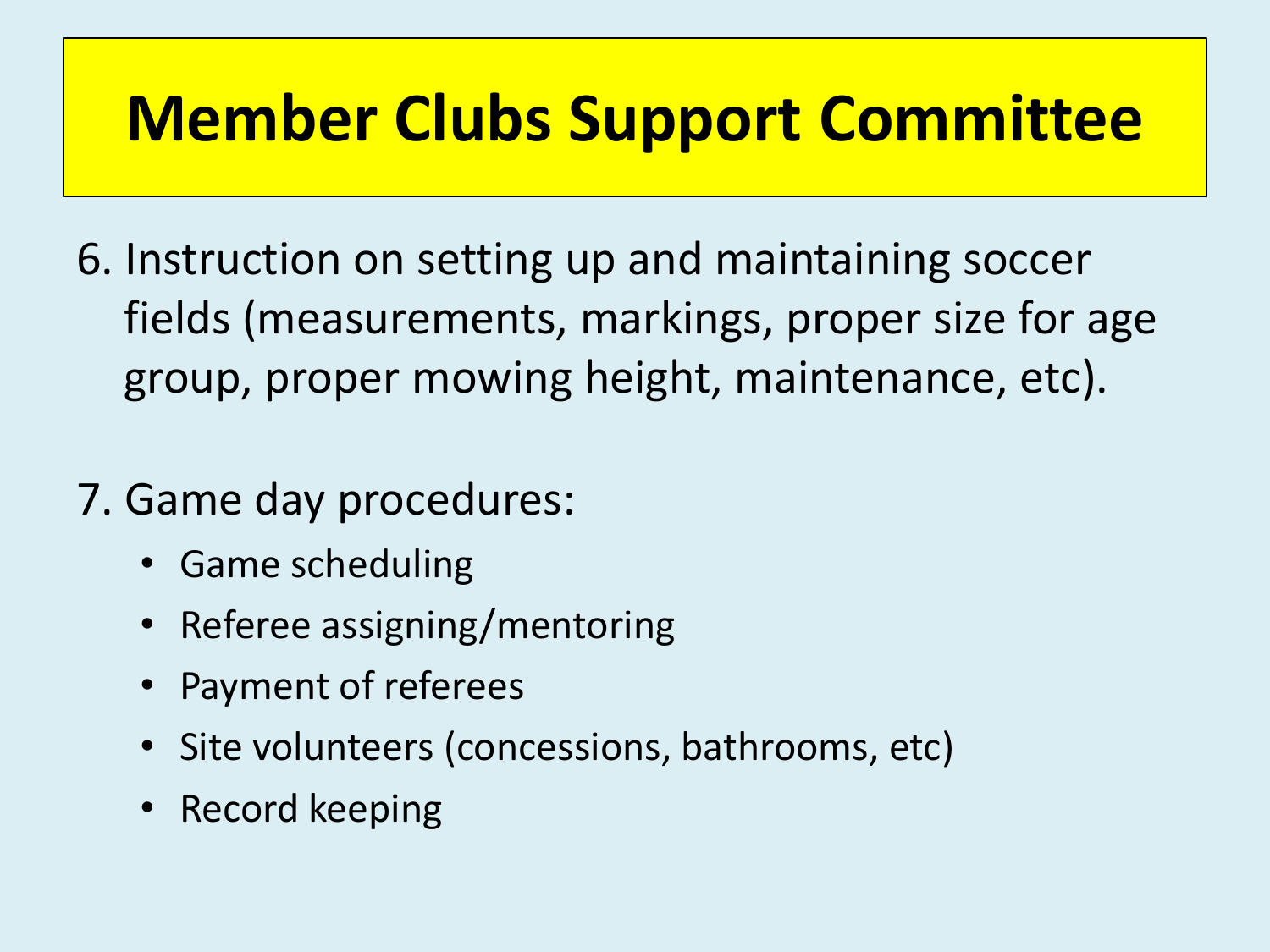# Member Clubs Support Committee

6. Instruction on setting up and maintaining soccer fields (measurements, markings, proper size for age group, proper mowing height, maintenance, etc).

7. Game day procedures:
   - Game scheduling
   - Referee assigning/mentoring
   - Payment of referees
   - Site volunteers (concessions, bathrooms, etc)
   - Record keeping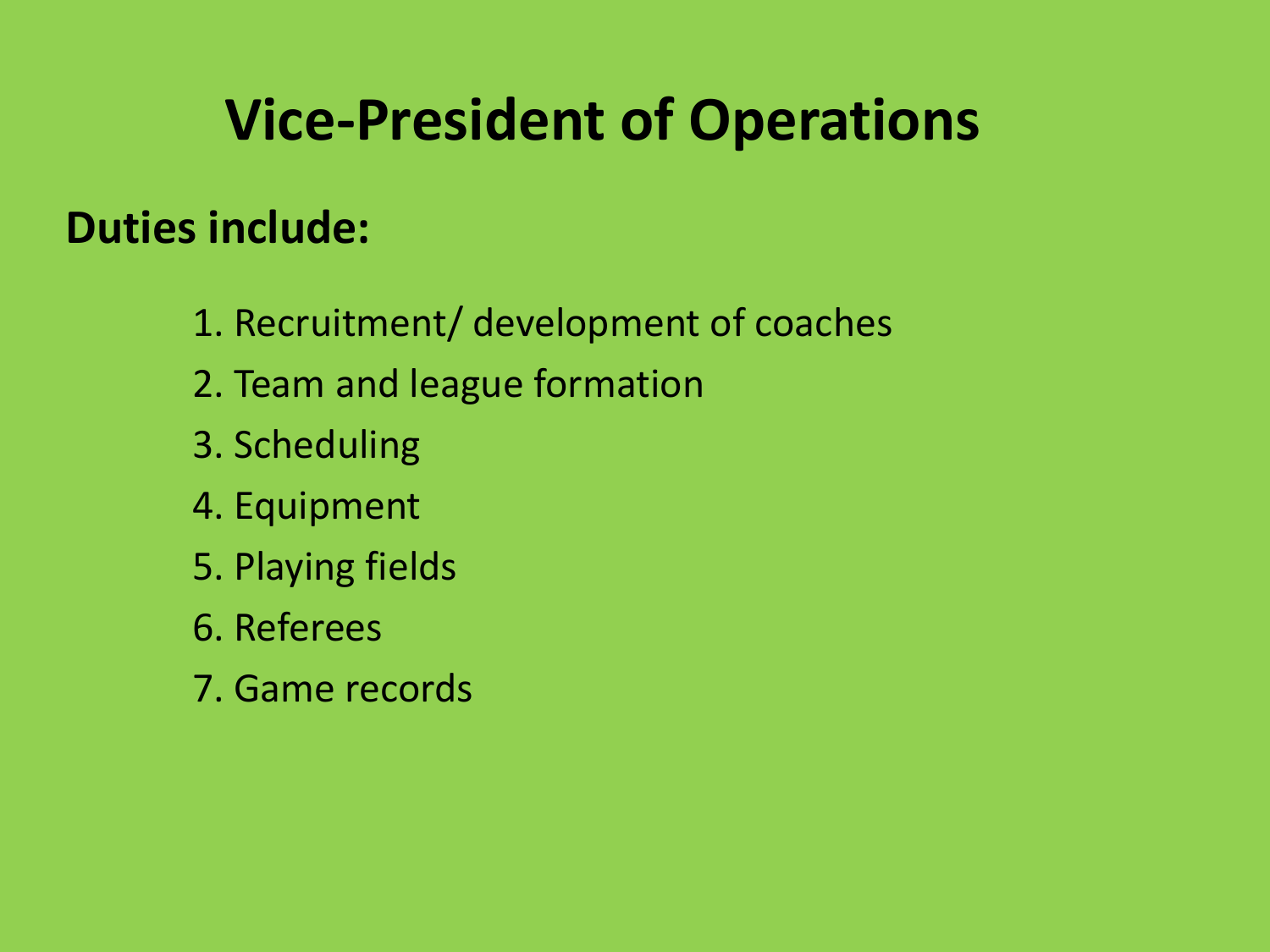# Vice-President of Operations

**Duties include:**

1. Recruitment/ development of coaches
2. Team and league formation
3. Scheduling
4. Equipment
5. Playing fields
6. Referees
7. Game records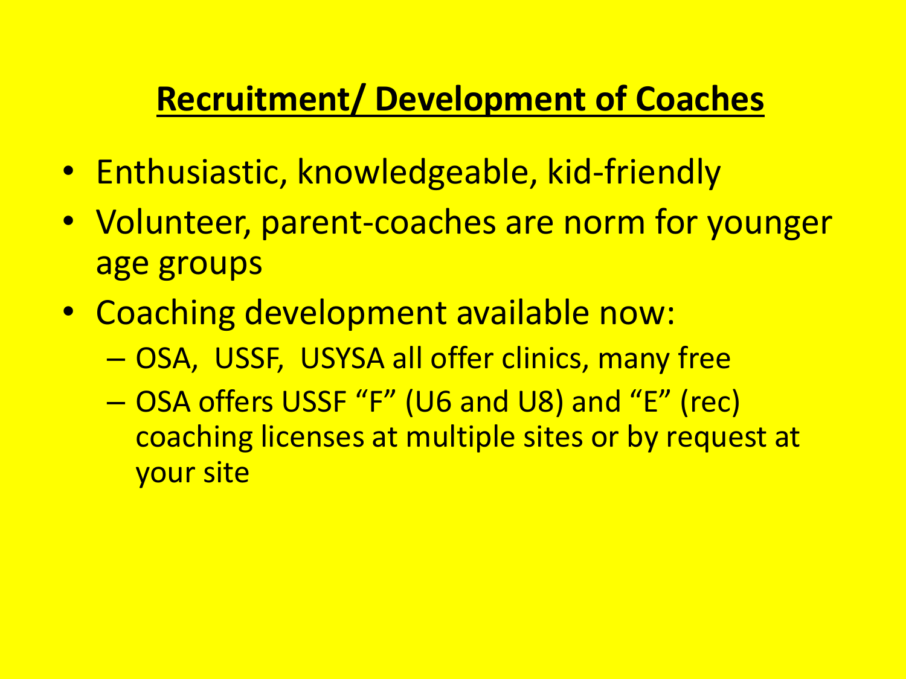# **Recruitment/ Development of Coaches**

- Enthusiastic, knowledgeable, kid-friendly
- Volunteer, parent-coaches are norm for younger age groups
- Coaching development available now:
  - OSA, USSF, USYSA all offer clinics, many free
  - OSA offers USSF "F" (U6 and U8) and "E" (rec) coaching licenses at multiple sites or by request at your site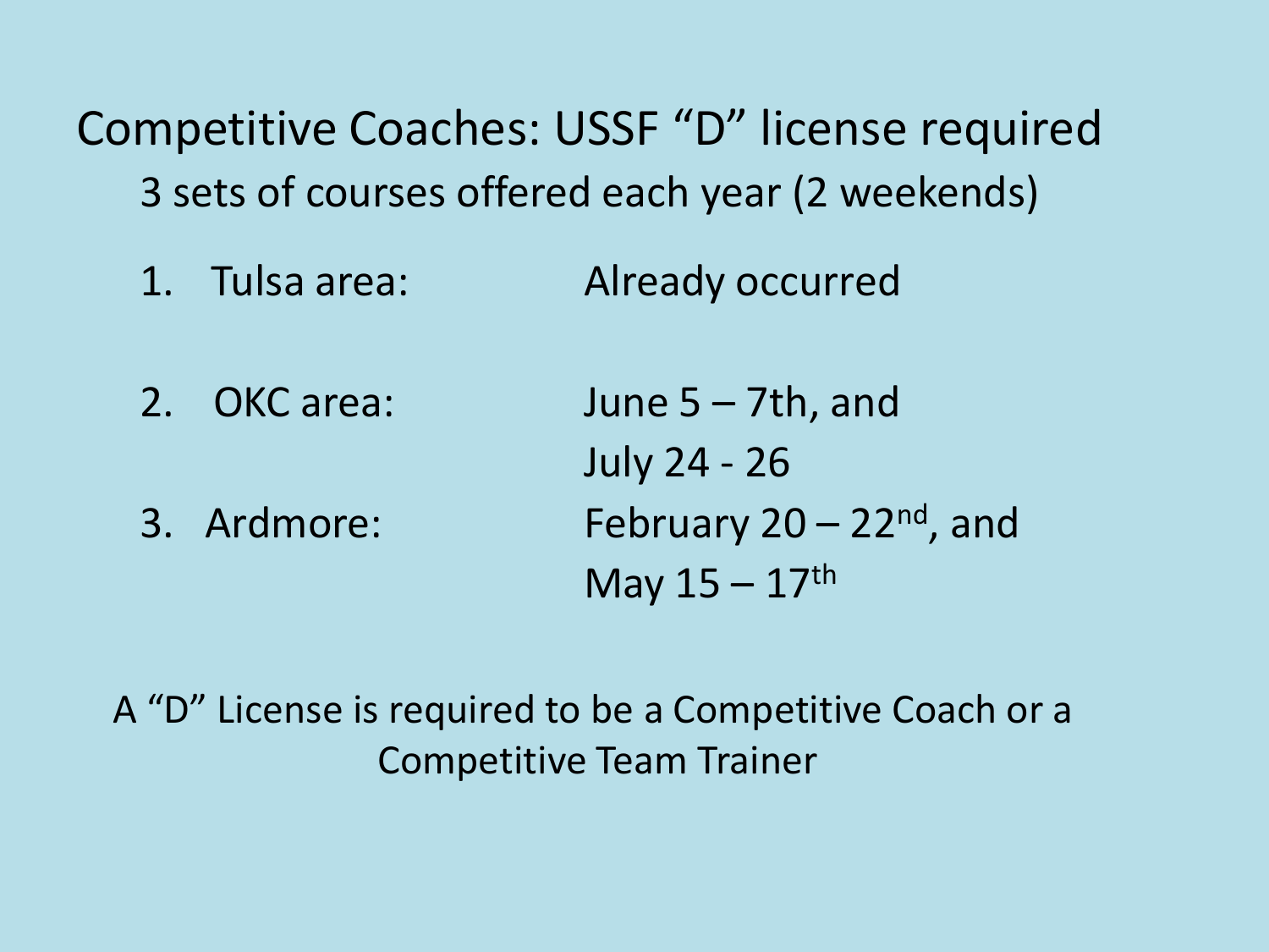# Competitive Coaches: USSF "D" license required

3 sets of courses offered each year (2 weekends)

1. Tulsa area: Already occurred
2. OKC area: June 5 – 7th, and July 24 - 26
3. Ardmore: February 20 – 22nd, and May 15 – 17th

A "D" License is required to be a Competitive Coach or a Competitive Team Trainer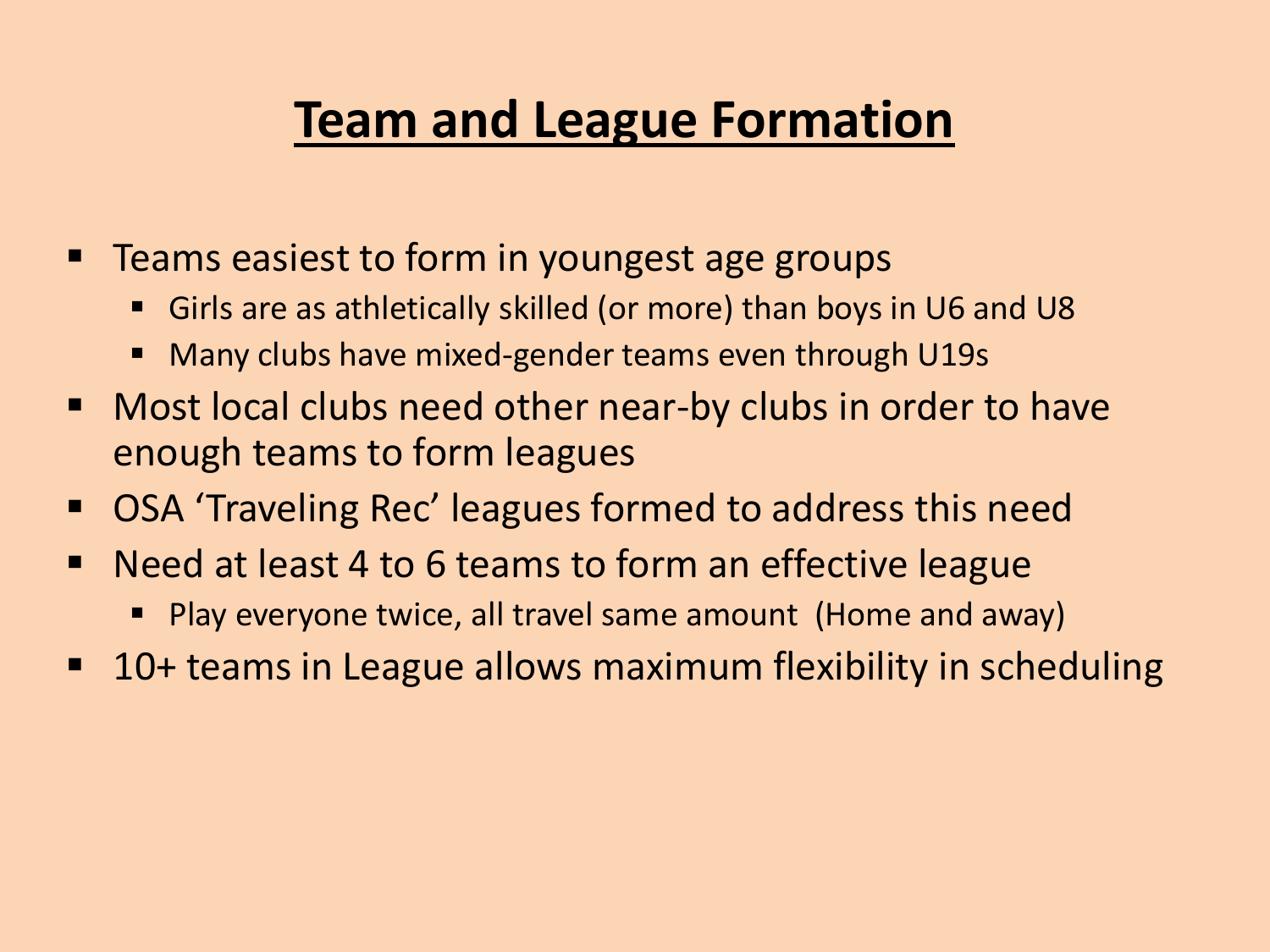# Team and League Formation

- Teams easiest to form in youngest age groups
  - Girls are as athletically skilled (or more) than boys in U6 and U8
  - Many clubs have mixed-gender teams even through U19s
- Most local clubs need other near-by clubs in order to have enough teams to form leagues
- OSA 'Traveling Rec' leagues formed to address this need
- Need at least 4 to 6 teams to form an effective league
  - Play everyone twice, all travel same amount (Home and away)
- 10+ teams in League allows maximum flexibility in scheduling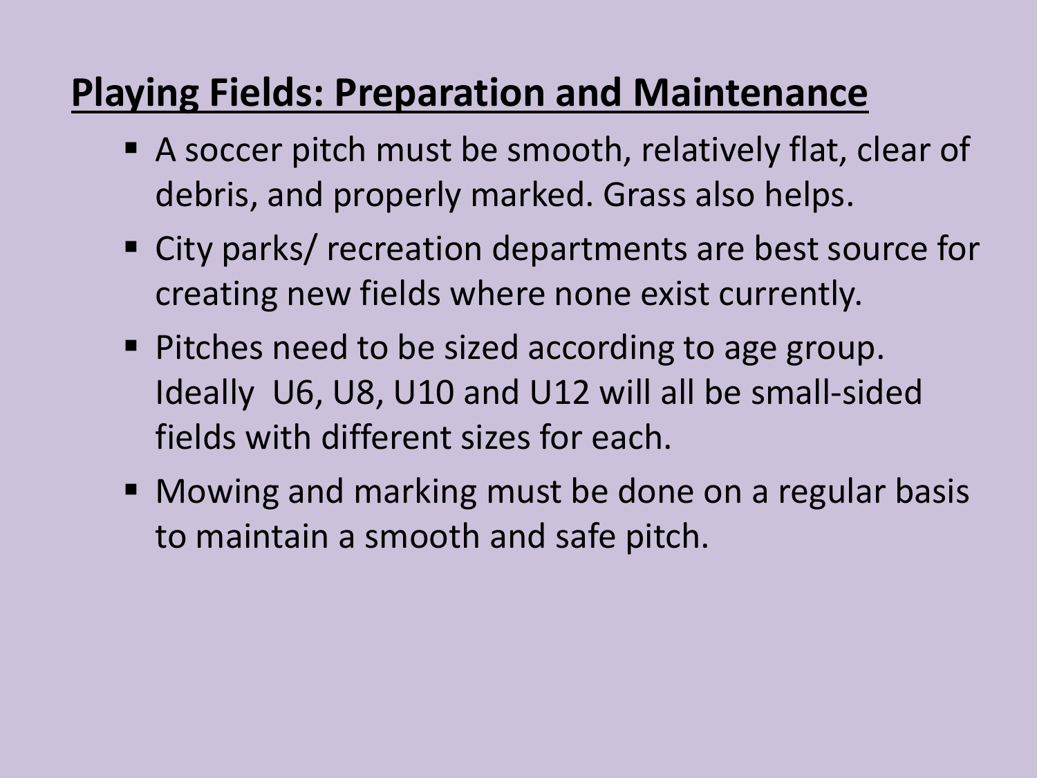## Playing Fields: Preparation and Maintenance

- A soccer pitch must be smooth, relatively flat, clear of debris, and properly marked. Grass also helps.
- City parks/ recreation departments are best source for creating new fields where none exist currently.
- Pitches need to be sized according to age group. Ideally U6, U8, U10 and U12 will all be small-sided fields with different sizes for each.
- Mowing and marking must be done on a regular basis to maintain a smooth and safe pitch.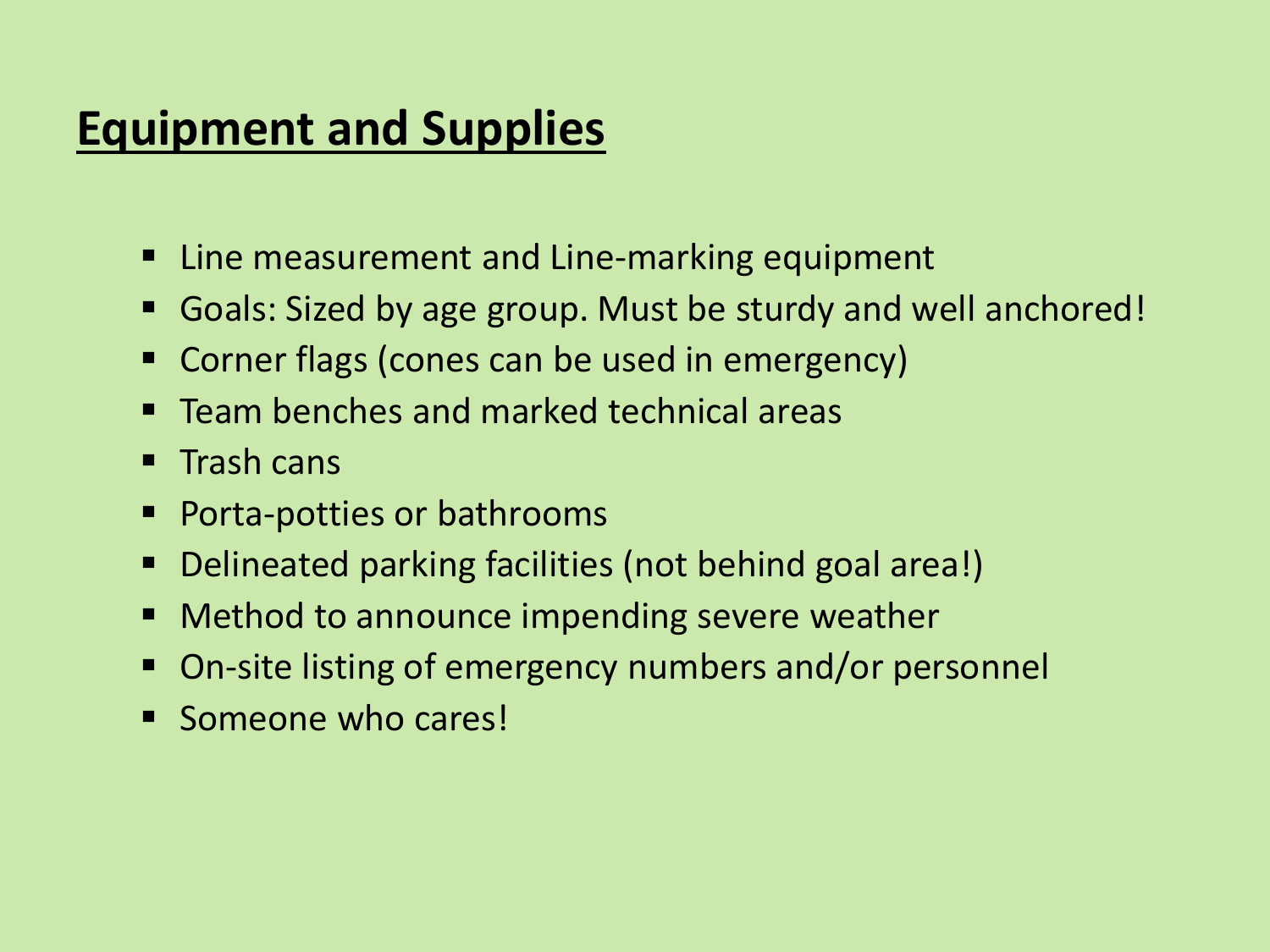# Equipment and Supplies

- Line measurement and Line-marking equipment
- Goals: Sized by age group. Must be sturdy and well anchored!
- Corner flags (cones can be used in emergency)
- Team benches and marked technical areas
- Trash cans
- Porta-potties or bathrooms
- Delineated parking facilities (not behind goal area!)
- Method to announce impending severe weather
- On-site listing of emergency numbers and/or personnel
- Someone who cares!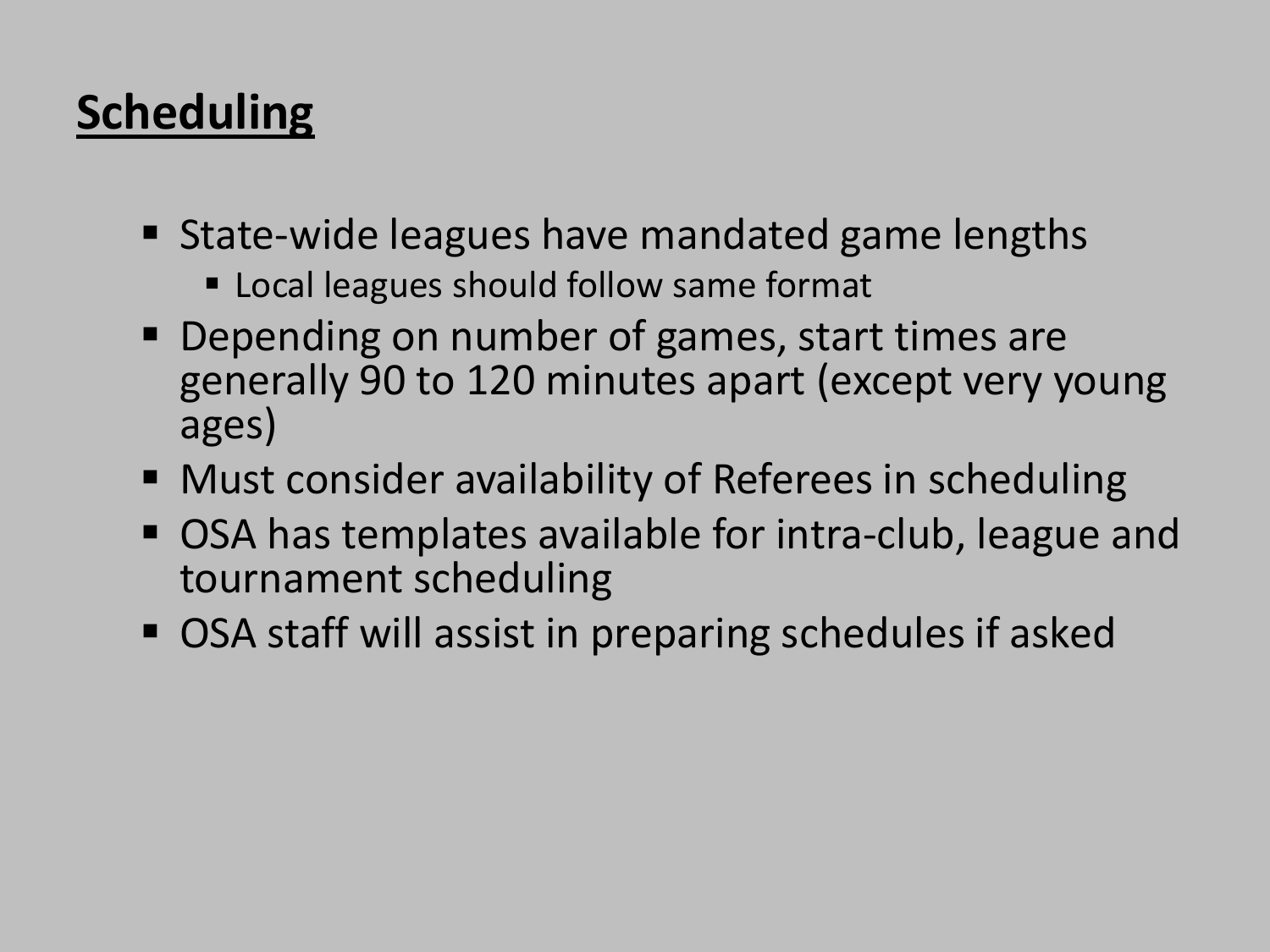## Scheduling

- State-wide leagues have mandated game lengths
  - Local leagues should follow same format
- Depending on number of games, start times are generally 90 to 120 minutes apart (except very young ages)
- Must consider availability of Referees in scheduling
- OSA has templates available for intra-club, league and tournament scheduling
- OSA staff will assist in preparing schedules if asked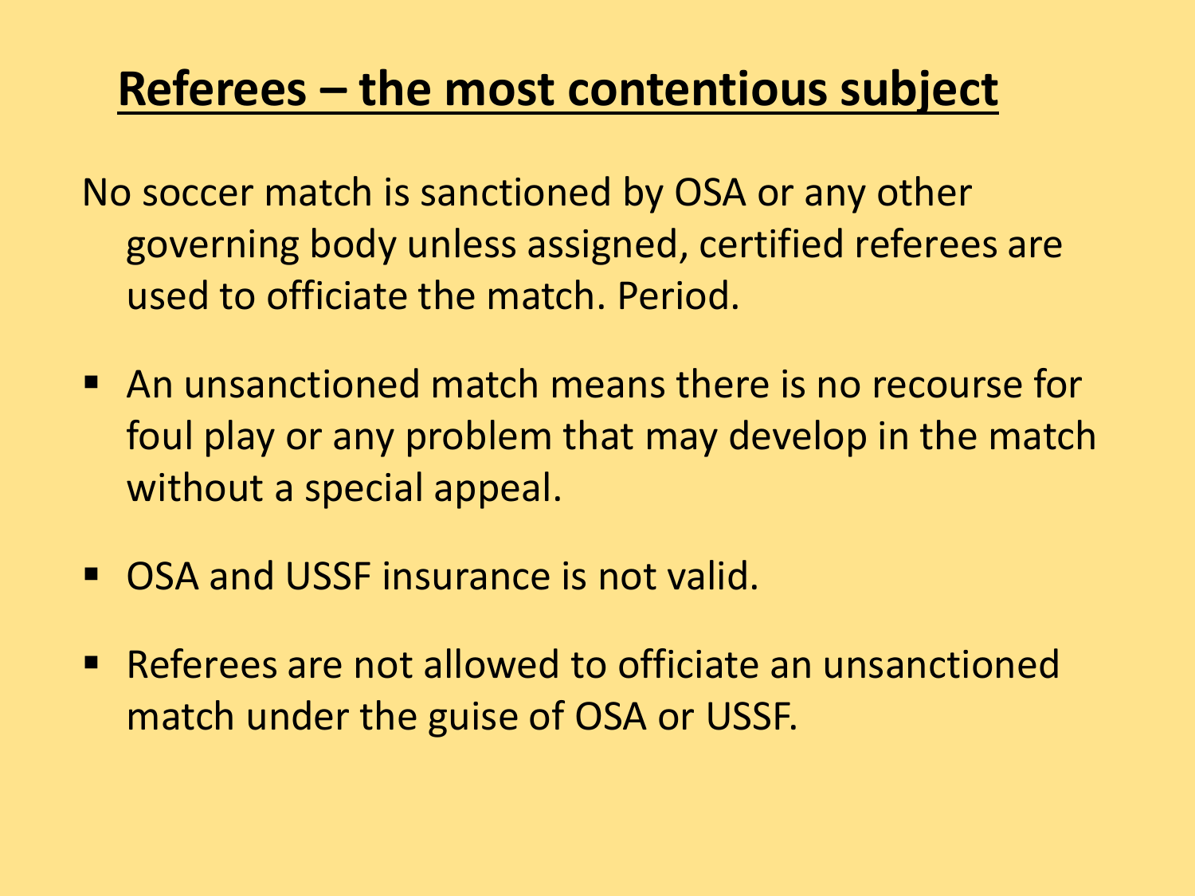## Referees – the most contentious subject

No soccer match is sanctioned by OSA or any other governing body unless assigned, certified referees are used to officiate the match. Period.

- An unsanctioned match means there is no recourse for foul play or any problem that may develop in the match without a special appeal.
- OSA and USSF insurance is not valid.
- Referees are not allowed to officiate an unsanctioned match under the guise of OSA or USSF.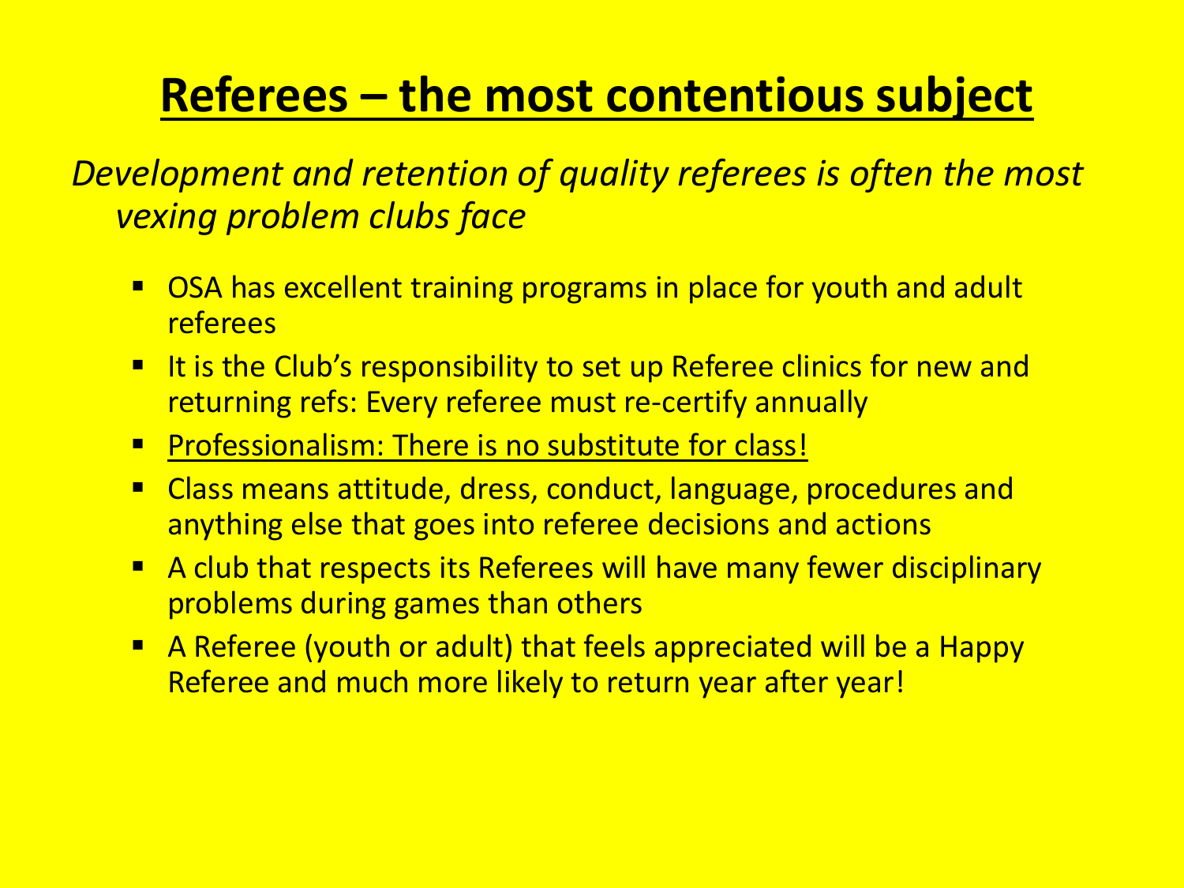# Referees – the most contentious subject

*Development and retention of quality referees is often the most vexing problem clubs face*

- OSA has excellent training programs in place for youth and adult referees
- It is the Club's responsibility to set up Referee clinics for new and returning refs: Every referee must re-certify annually
- <u>Professionalism: There is no substitute for class!</u>
- Class means attitude, dress, conduct, language, procedures and anything else that goes into referee decisions and actions
- A club that respects its Referees will have many fewer disciplinary problems during games than others
- A Referee (youth or adult) that feels appreciated will be a Happy Referee and much more likely to return year after year!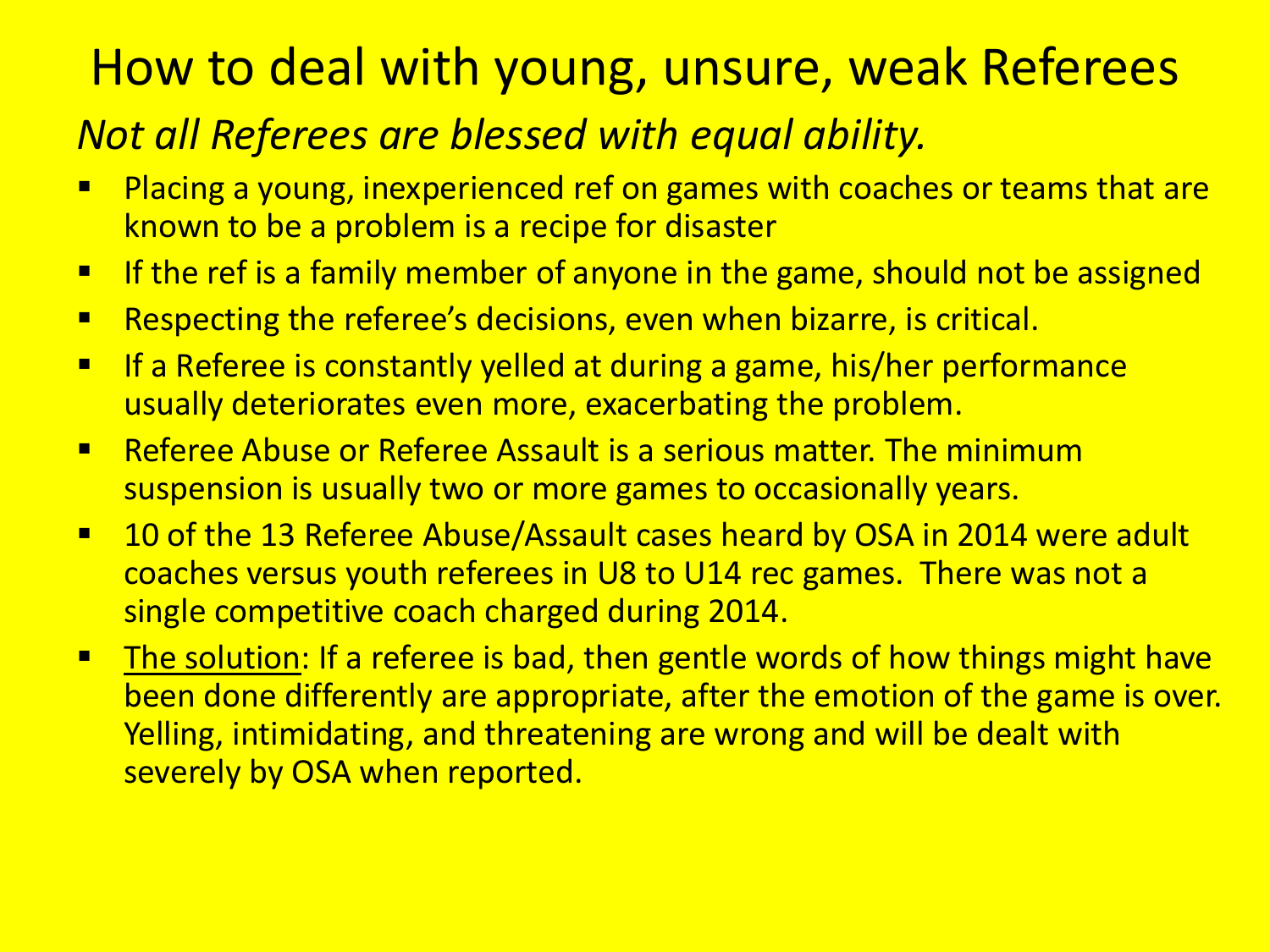# How to deal with young, unsure, weak Referees

*Not all Referees are blessed with equal ability.*

- Placing a young, inexperienced ref on games with coaches or teams that are known to be a problem is a recipe for disaster
- If the ref is a family member of anyone in the game, should not be assigned
- Respecting the referee's decisions, even when bizarre, is critical.
- If a Referee is constantly yelled at during a game, his/her performance usually deteriorates even more, exacerbating the problem.
- Referee Abuse or Referee Assault is a serious matter. The minimum suspension is usually two or more games to occasionally years.
- 10 of the 13 Referee Abuse/Assault cases heard by OSA in 2014 were adult coaches versus youth referees in U8 to U14 rec games. There was not a single competitive coach charged during 2014.
- <u>The solution</u>: If a referee is bad, then gentle words of how things might have been done differently are appropriate, after the emotion of the game is over. Yelling, intimidating, and threatening are wrong and will be dealt with severely by OSA when reported.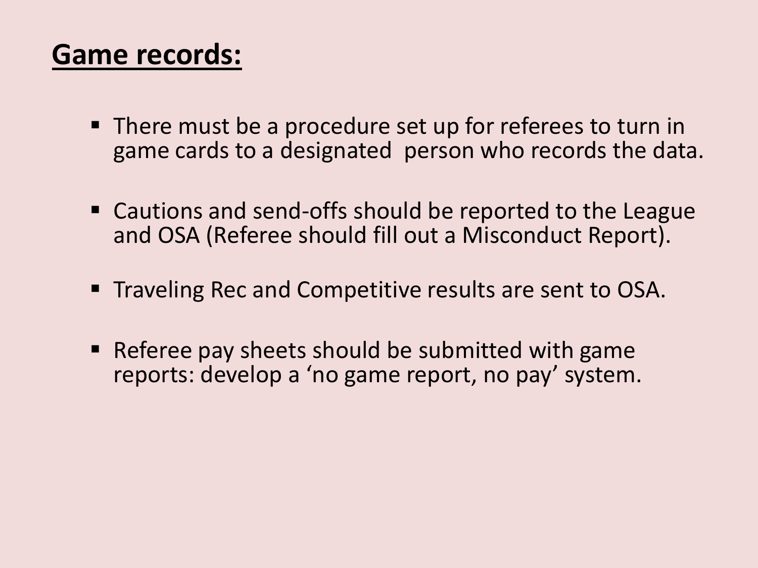# Game records:

- There must be a procedure set up for referees to turn in game cards to a designated person who records the data.
- Cautions and send-offs should be reported to the League and OSA (Referee should fill out a Misconduct Report).
- Traveling Rec and Competitive results are sent to OSA.
- Referee pay sheets should be submitted with game reports: develop a 'no game report, no pay' system.